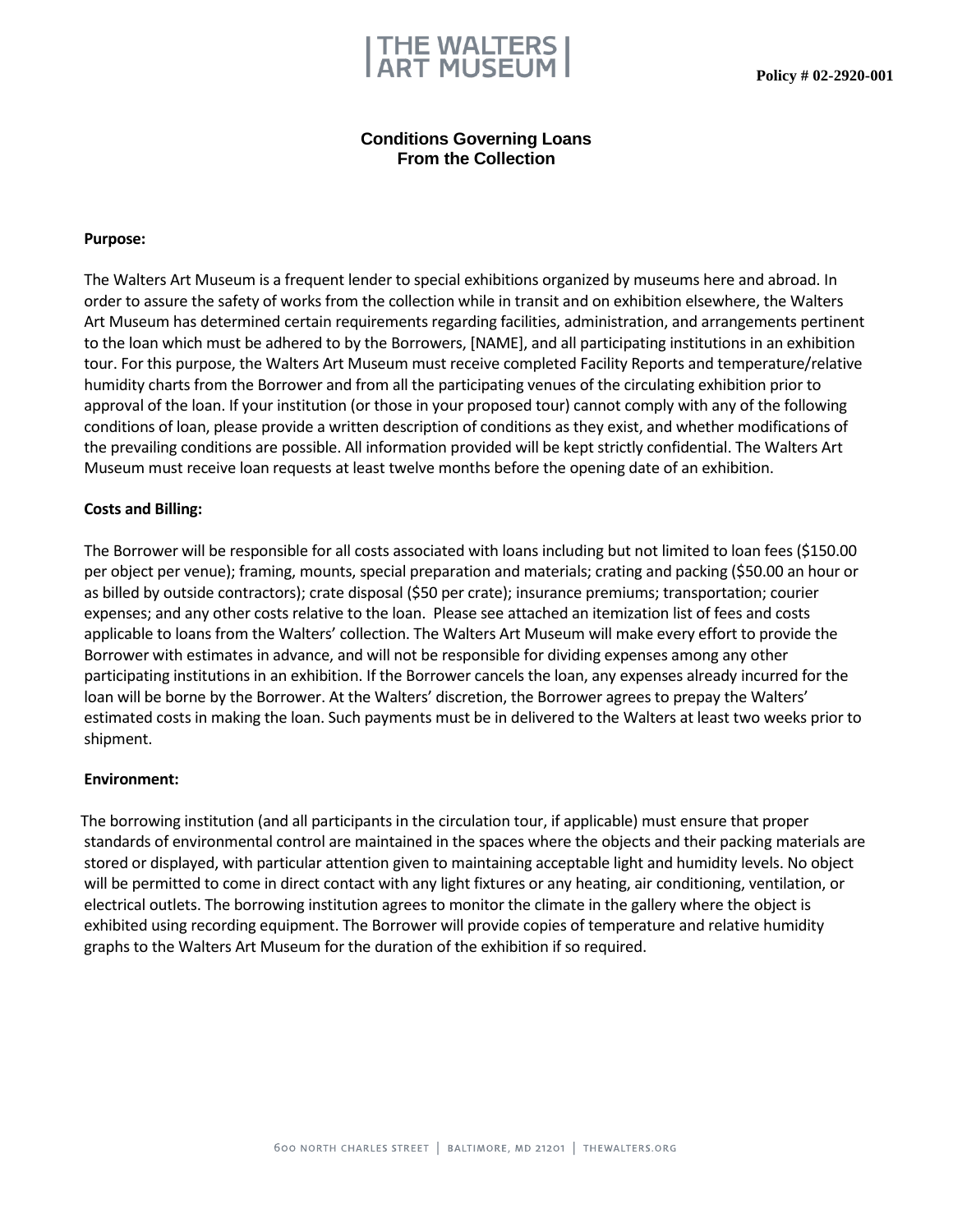THE WALTERS ART MUSEUM

**Policy # 02-2920-001**

# Conditions Governing Loans From the Collection

**Purpose:**

The Walters Art Museum is a frequent lender to special exhibitions organized by museums here and abroad. In order to assure the safety of works from the collection while in transit and on exhibition elsewhere, the Walters Art Museum has determined certain requirements regarding facilities, administration, and arrangements pertinent to the loan which must be adhered to by the Borrowers, [NAME], and all participating institutions in an exhibition tour. For this purpose, the Walters Art Museum must receive completed Facility Reports and temperature/relative humidity charts from the Borrower and from all the participating venues of the circulating exhibition prior to approval of the loan. If your institution (or those in your proposed tour) cannot comply with any of the following conditions of loan, please provide a written description of conditions as they exist, and whether modifications of the prevailing conditions are possible. All information provided will be kept strictly confidential. The Walters Art Museum must receive loan requests at least twelve months before the opening date of an exhibition.

**Costs and Billing:**

The Borrower will be responsible for all costs associated with loans including but not limited to loan fees ($150.00 per object per venue); framing, mounts, special preparation and materials; crating and packing ($50.00 an hour or as billed by outside contractors); crate disposal ($50 per crate); insurance premiums; transportation; courier expenses; and any other costs relative to the loan. Please see attached an itemization list of fees and costs applicable to loans from the Walters' collection. The Walters Art Museum will make every effort to provide the Borrower with estimates in advance, and will not be responsible for dividing expenses among any other participating institutions in an exhibition. If the Borrower cancels the loan, any expenses already incurred for the loan will be borne by the Borrower. At the Walters' discretion, the Borrower agrees to prepay the Walters' estimated costs in making the loan. Such payments must be in delivered to the Walters at least two weeks prior to shipment.

**Environment:**

The borrowing institution (and all participants in the circulation tour, if applicable) must ensure that proper standards of environmental control are maintained in the spaces where the objects and their packing materials are stored or displayed, with particular attention given to maintaining acceptable light and humidity levels. No object will be permitted to come in direct contact with any light fixtures or any heating, air conditioning, ventilation, or electrical outlets. The borrowing institution agrees to monitor the climate in the gallery where the object is exhibited using recording equipment. The Borrower will provide copies of temperature and relative humidity graphs to the Walters Art Museum for the duration of the exhibition if so required.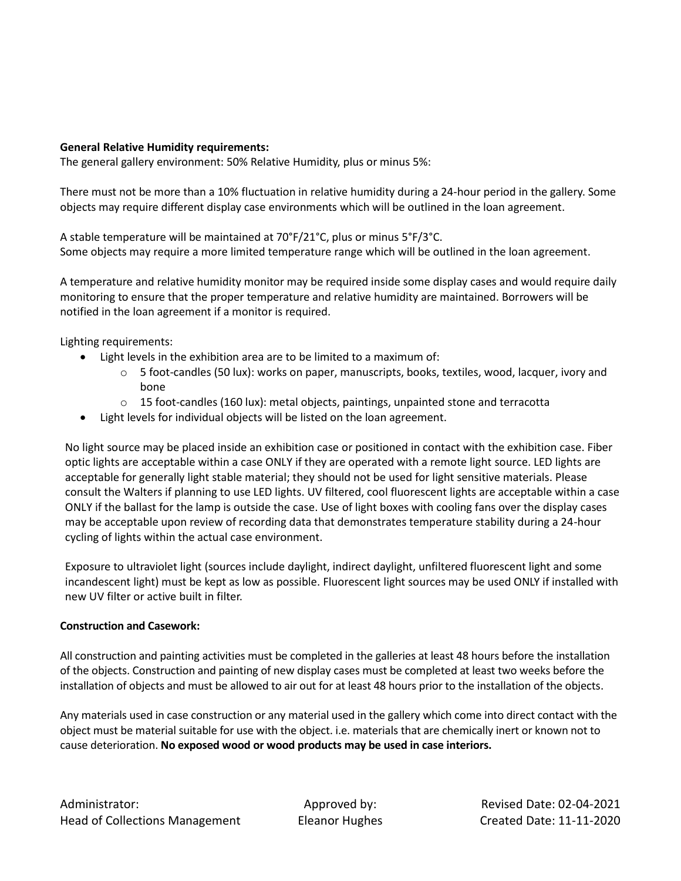**General Relative Humidity requirements:**
The general gallery environment: 50% Relative Humidity, plus or minus 5%:

There must not be more than a 10% fluctuation in relative humidity during a 24-hour period in the gallery. Some objects may require different display case environments which will be outlined in the loan agreement.

A stable temperature will be maintained at 70˚F/21˚C, plus or minus 5˚F/3˚C.
Some objects may require a more limited temperature range which will be outlined in the loan agreement.

A temperature and relative humidity monitor may be required inside some display cases and would require daily monitoring to ensure that the proper temperature and relative humidity are maintained. Borrowers will be notified in the loan agreement if a monitor is required.

Lighting requirements:

- Light levels in the exhibition area are to be limited to a maximum of:
  - 5 foot-candles (50 lux): works on paper, manuscripts, books, textiles, wood, lacquer, ivory and bone
  - 15 foot-candles (160 lux): metal objects, paintings, unpainted stone and terracotta
- Light levels for individual objects will be listed on the loan agreement.

No light source may be placed inside an exhibition case or positioned in contact with the exhibition case. Fiber optic lights are acceptable within a case ONLY if they are operated with a remote light source. LED lights are acceptable for generally light stable material; they should not be used for light sensitive materials. Please consult the Walters if planning to use LED lights. UV filtered, cool fluorescent lights are acceptable within a case ONLY if the ballast for the lamp is outside the case. Use of light boxes with cooling fans over the display cases may be acceptable upon review of recording data that demonstrates temperature stability during a 24-hour cycling of lights within the actual case environment.

Exposure to ultraviolet light (sources include daylight, indirect daylight, unfiltered fluorescent light and some incandescent light) must be kept as low as possible. Fluorescent light sources may be used ONLY if installed with new UV filter or active built in filter.

**Construction and Casework:**

All construction and painting activities must be completed in the galleries at least 48 hours before the installation of the objects. Construction and painting of new display cases must be completed at least two weeks before the installation of objects and must be allowed to air out for at least 48 hours prior to the installation of the objects.

Any materials used in case construction or any material used in the gallery which come into direct contact with the object must be material suitable for use with the object. i.e. materials that are chemically inert or known not to cause deterioration. **No exposed wood or wood products may be used in case interiors.**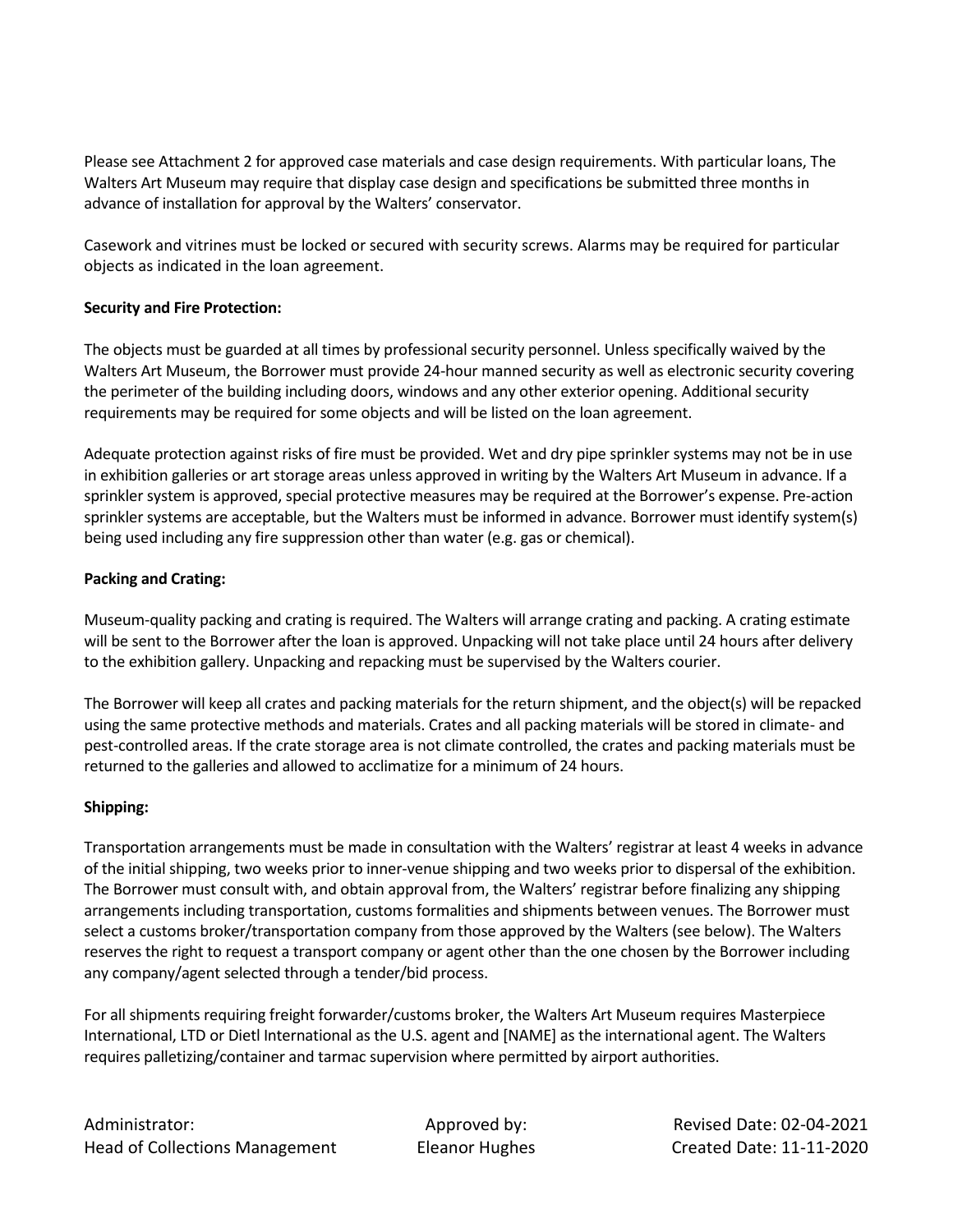Please see Attachment 2 for approved case materials and case design requirements. With particular loans, The Walters Art Museum may require that display case design and specifications be submitted three months in advance of installation for approval by the Walters' conservator.

Casework and vitrines must be locked or secured with security screws. Alarms may be required for particular objects as indicated in the loan agreement.

**Security and Fire Protection:**

The objects must be guarded at all times by professional security personnel. Unless specifically waived by the Walters Art Museum, the Borrower must provide 24-hour manned security as well as electronic security covering the perimeter of the building including doors, windows and any other exterior opening. Additional security requirements may be required for some objects and will be listed on the loan agreement.

Adequate protection against risks of fire must be provided. Wet and dry pipe sprinkler systems may not be in use in exhibition galleries or art storage areas unless approved in writing by the Walters Art Museum in advance. If a sprinkler system is approved, special protective measures may be required at the Borrower's expense. Pre-action sprinkler systems are acceptable, but the Walters must be informed in advance. Borrower must identify system(s) being used including any fire suppression other than water (e.g. gas or chemical).

**Packing and Crating:**

Museum-quality packing and crating is required. The Walters will arrange crating and packing. A crating estimate will be sent to the Borrower after the loan is approved. Unpacking will not take place until 24 hours after delivery to the exhibition gallery. Unpacking and repacking must be supervised by the Walters courier.

The Borrower will keep all crates and packing materials for the return shipment, and the object(s) will be repacked using the same protective methods and materials. Crates and all packing materials will be stored in climate- and pest-controlled areas. If the crate storage area is not climate controlled, the crates and packing materials must be returned to the galleries and allowed to acclimatize for a minimum of 24 hours.

**Shipping:**

Transportation arrangements must be made in consultation with the Walters' registrar at least 4 weeks in advance of the initial shipping, two weeks prior to inner-venue shipping and two weeks prior to dispersal of the exhibition. The Borrower must consult with, and obtain approval from, the Walters' registrar before finalizing any shipping arrangements including transportation, customs formalities and shipments between venues. The Borrower must select a customs broker/transportation company from those approved by the Walters (see below). The Walters reserves the right to request a transport company or agent other than the one chosen by the Borrower including any company/agent selected through a tender/bid process.

For all shipments requiring freight forwarder/customs broker, the Walters Art Museum requires Masterpiece International, LTD or Dietl International as the U.S. agent and [NAME] as the international agent. The Walters requires palletizing/container and tarmac supervision where permitted by airport authorities.

| Administrator: | Approved by: | Revised Date: 02-04-2021 |
| --- | --- | --- |
| Head of Collections Management | Eleanor Hughes | Created Date: 11-11-2020 |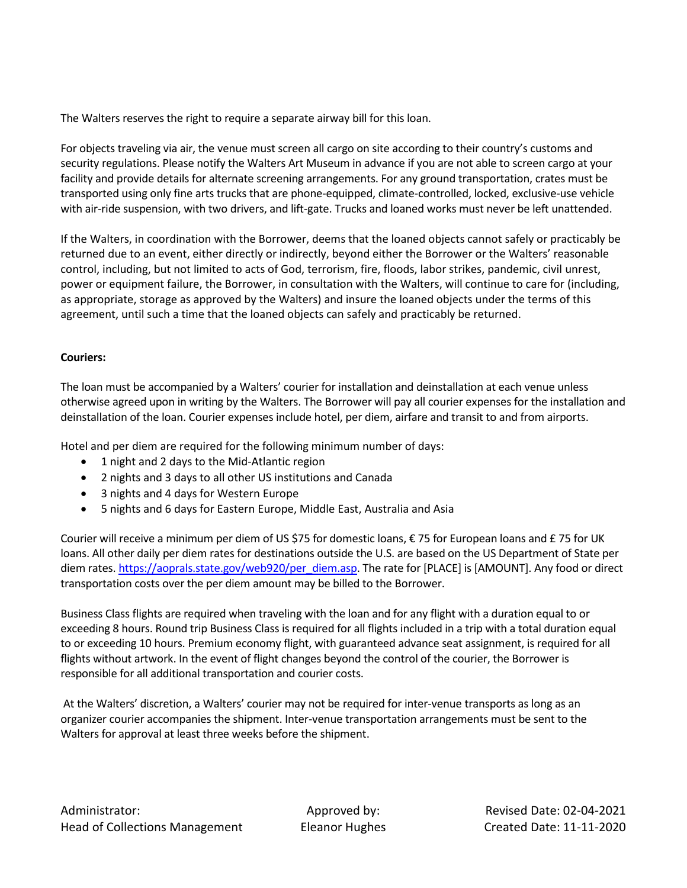The Walters reserves the right to require a separate airway bill for this loan.

For objects traveling via air, the venue must screen all cargo on site according to their country's customs and security regulations. Please notify the Walters Art Museum in advance if you are not able to screen cargo at your facility and provide details for alternate screening arrangements. For any ground transportation, crates must be transported using only fine arts trucks that are phone-equipped, climate-controlled, locked, exclusive-use vehicle with air-ride suspension, with two drivers, and lift-gate. Trucks and loaned works must never be left unattended.

If the Walters, in coordination with the Borrower, deems that the loaned objects cannot safely or practicably be returned due to an event, either directly or indirectly, beyond either the Borrower or the Walters' reasonable control, including, but not limited to acts of God, terrorism, fire, floods, labor strikes, pandemic, civil unrest, power or equipment failure, the Borrower, in consultation with the Walters, will continue to care for (including, as appropriate, storage as approved by the Walters) and insure the loaned objects under the terms of this agreement, until such a time that the loaned objects can safely and practicably be returned.

**Couriers:**

The loan must be accompanied by a Walters' courier for installation and deinstallation at each venue unless otherwise agreed upon in writing by the Walters. The Borrower will pay all courier expenses for the installation and deinstallation of the loan. Courier expenses include hotel, per diem, airfare and transit to and from airports.

Hotel and per diem are required for the following minimum number of days:

- 1 night and 2 days to the Mid-Atlantic region
- 2 nights and 3 days to all other US institutions and Canada
- 3 nights and 4 days for Western Europe
- 5 nights and 6 days for Eastern Europe, Middle East, Australia and Asia

Courier will receive a minimum per diem of US $75 for domestic loans, € 75 for European loans and £ 75 for UK loans. All other daily per diem rates for destinations outside the U.S. are based on the US Department of State per diem rates. https://aoprals.state.gov/web920/per_diem.asp. The rate for [PLACE] is [AMOUNT]. Any food or direct transportation costs over the per diem amount may be billed to the Borrower.

Business Class flights are required when traveling with the loan and for any flight with a duration equal to or exceeding 8 hours. Round trip Business Class is required for all flights included in a trip with a total duration equal to or exceeding 10 hours. Premium economy flight, with guaranteed advance seat assignment, is required for all flights without artwork. In the event of flight changes beyond the control of the courier, the Borrower is responsible for all additional transportation and courier costs.

At the Walters' discretion, a Walters' courier may not be required for inter-venue transports as long as an organizer courier accompanies the shipment. Inter-venue transportation arrangements must be sent to the Walters for approval at least three weeks before the shipment.

Administrator: Head of Collections Management | Approved by: Eleanor Hughes | Revised Date: 02-04-2021 | Created Date: 11-11-2020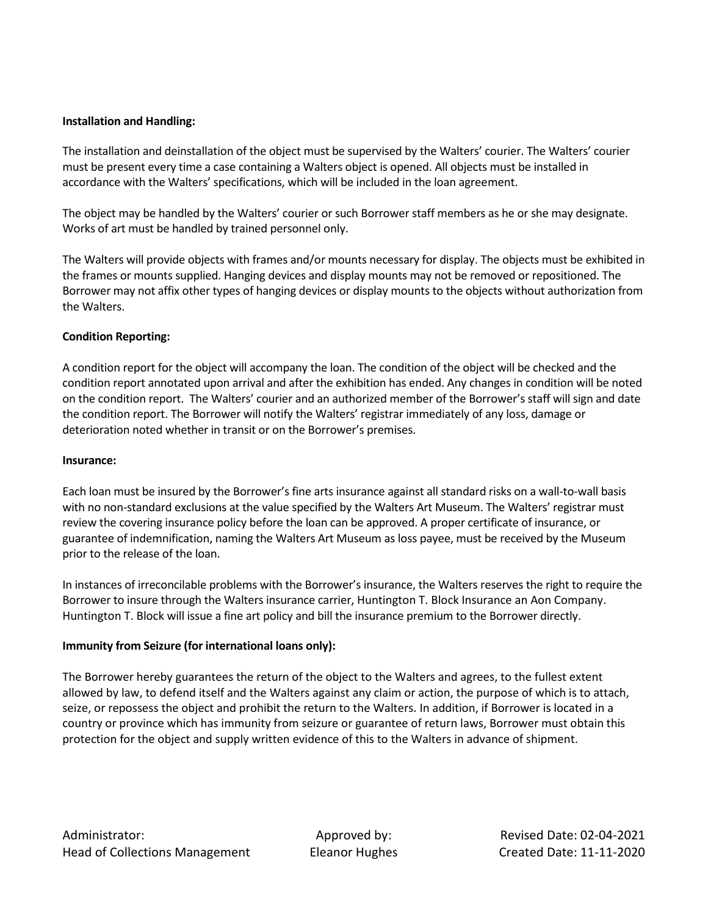**Installation and Handling:**

The installation and deinstallation of the object must be supervised by the Walters' courier. The Walters' courier must be present every time a case containing a Walters object is opened. All objects must be installed in accordance with the Walters' specifications, which will be included in the loan agreement.

The object may be handled by the Walters' courier or such Borrower staff members as he or she may designate. Works of art must be handled by trained personnel only.

The Walters will provide objects with frames and/or mounts necessary for display. The objects must be exhibited in the frames or mounts supplied. Hanging devices and display mounts may not be removed or repositioned. The Borrower may not affix other types of hanging devices or display mounts to the objects without authorization from the Walters.

**Condition Reporting:**

A condition report for the object will accompany the loan. The condition of the object will be checked and the condition report annotated upon arrival and after the exhibition has ended. Any changes in condition will be noted on the condition report. The Walters' courier and an authorized member of the Borrower's staff will sign and date the condition report. The Borrower will notify the Walters' registrar immediately of any loss, damage or deterioration noted whether in transit or on the Borrower's premises.

**Insurance:**

Each loan must be insured by the Borrower's fine arts insurance against all standard risks on a wall-to-wall basis with no non-standard exclusions at the value specified by the Walters Art Museum. The Walters' registrar must review the covering insurance policy before the loan can be approved. A proper certificate of insurance, or guarantee of indemnification, naming the Walters Art Museum as loss payee, must be received by the Museum prior to the release of the loan.

In instances of irreconcilable problems with the Borrower's insurance, the Walters reserves the right to require the Borrower to insure through the Walters insurance carrier, Huntington T. Block Insurance an Aon Company. Huntington T. Block will issue a fine art policy and bill the insurance premium to the Borrower directly.

**Immunity from Seizure (for international loans only):**

The Borrower hereby guarantees the return of the object to the Walters and agrees, to the fullest extent allowed by law, to defend itself and the Walters against any claim or action, the purpose of which is to attach, seize, or repossess the object and prohibit the return to the Walters. In addition, if Borrower is located in a country or province which has immunity from seizure or guarantee of return laws, Borrower must obtain this protection for the object and supply written evidence of this to the Walters in advance of shipment.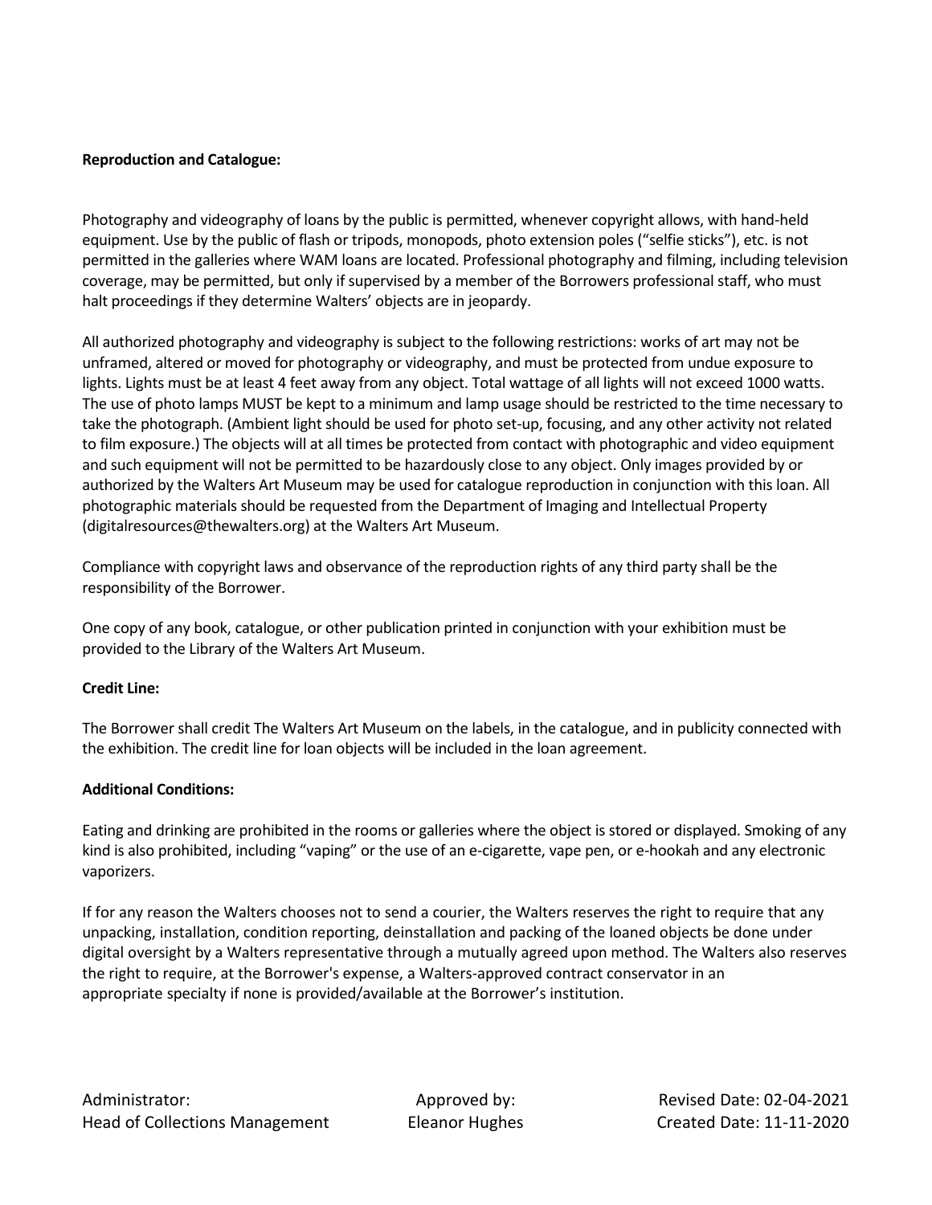**Reproduction and Catalogue:**

Photography and videography of loans by the public is permitted, whenever copyright allows, with hand-held equipment. Use by the public of flash or tripods, monopods, photo extension poles ("selfie sticks"), etc. is not permitted in the galleries where WAM loans are located. Professional photography and filming, including television coverage, may be permitted, but only if supervised by a member of the Borrowers professional staff, who must halt proceedings if they determine Walters' objects are in jeopardy.

All authorized photography and videography is subject to the following restrictions: works of art may not be unframed, altered or moved for photography or videography, and must be protected from undue exposure to lights. Lights must be at least 4 feet away from any object. Total wattage of all lights will not exceed 1000 watts. The use of photo lamps MUST be kept to a minimum and lamp usage should be restricted to the time necessary to take the photograph. (Ambient light should be used for photo set-up, focusing, and any other activity not related to film exposure.) The objects will at all times be protected from contact with photographic and video equipment and such equipment will not be permitted to be hazardously close to any object. Only images provided by or authorized by the Walters Art Museum may be used for catalogue reproduction in conjunction with this loan. All photographic materials should be requested from the Department of Imaging and Intellectual Property (digitalresources@thewalters.org) at the Walters Art Museum.

Compliance with copyright laws and observance of the reproduction rights of any third party shall be the responsibility of the Borrower.

One copy of any book, catalogue, or other publication printed in conjunction with your exhibition must be provided to the Library of the Walters Art Museum.

**Credit Line:**

The Borrower shall credit The Walters Art Museum on the labels, in the catalogue, and in publicity connected with the exhibition. The credit line for loan objects will be included in the loan agreement.

**Additional Conditions:**

Eating and drinking are prohibited in the rooms or galleries where the object is stored or displayed. Smoking of any kind is also prohibited, including "vaping" or the use of an e-cigarette, vape pen, or e-hookah and any electronic vaporizers.

If for any reason the Walters chooses not to send a courier, the Walters reserves the right to require that any unpacking, installation, condition reporting, deinstallation and packing of the loaned objects be done under digital oversight by a Walters representative through a mutually agreed upon method. The Walters also reserves the right to require, at the Borrower's expense, a Walters-approved contract conservator in an appropriate specialty if none is provided/available at the Borrower's institution.

Administrator: Head of Collections Management | Approved by: Eleanor Hughes | Revised Date: 02-04-2021 | Created Date: 11-11-2020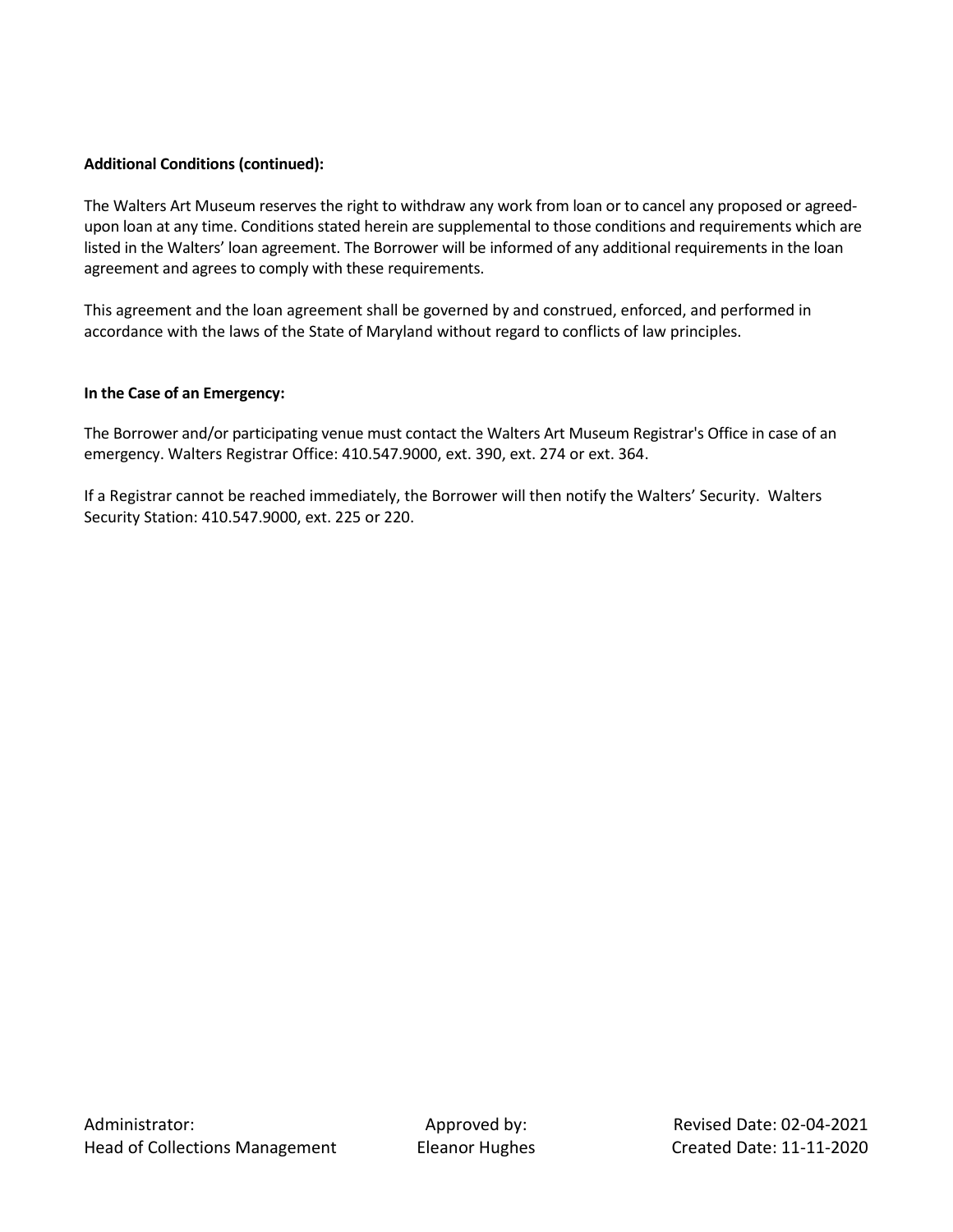**Additional Conditions (continued):**

The Walters Art Museum reserves the right to withdraw any work from loan or to cancel any proposed or agreed-upon loan at any time. Conditions stated herein are supplemental to those conditions and requirements which are listed in the Walters' loan agreement. The Borrower will be informed of any additional requirements in the loan agreement and agrees to comply with these requirements.

This agreement and the loan agreement shall be governed by and construed, enforced, and performed in accordance with the laws of the State of Maryland without regard to conflicts of law principles.

**In the Case of an Emergency:**

The Borrower and/or participating venue must contact the Walters Art Museum Registrar's Office in case of an emergency. Walters Registrar Office: 410.547.9000, ext. 390, ext. 274 or ext. 364.

If a Registrar cannot be reached immediately, the Borrower will then notify the Walters' Security. Walters Security Station: 410.547.9000, ext. 225 or 220.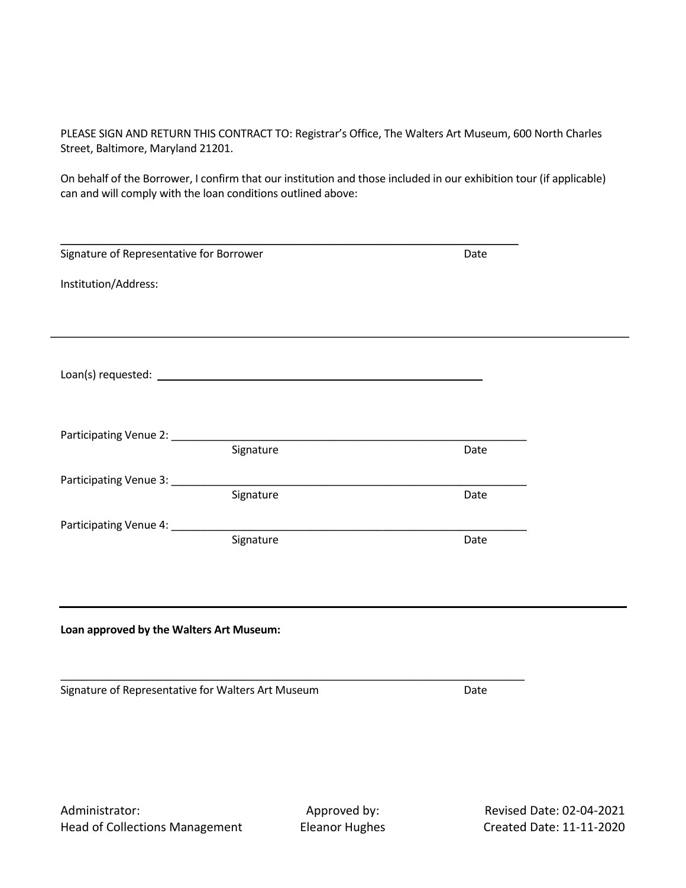PLEASE SIGN AND RETURN THIS CONTRACT TO: Registrar's Office, The Walters Art Museum, 600 North Charles Street, Baltimore, Maryland 21201.

On behalf of the Borrower, I confirm that our institution and those included in our exhibition tour (if applicable) can and will comply with the loan conditions outlined above:

\_\_\_\_\_\_\_\_\_\_\_\_\_\_\_\_\_\_\_\_\_\_\_\_\_\_\_\_\_\_\_\_\_\_\_\_\_\_\_\_\_\_\_\_\_\_\_\_\_\_\_\_\_\_\_\_\_\_\_\_\_\_\_\_\_\_\_\_\_\_

Signature of Representative for Borrower Date

Institution/Address:

---

Loan(s) requested: \_\_\_\_\_\_\_\_\_\_\_\_\_\_\_\_\_\_\_\_\_\_\_\_\_\_\_\_\_\_\_\_\_\_\_\_\_\_\_\_\_\_\_\_\_\_\_\_

Participating Venue 2: \_\_\_\_\_\_\_\_\_\_\_\_\_\_\_\_\_\_\_\_\_\_\_\_\_\_\_\_\_\_\_\_\_\_\_\_\_\_\_\_\_\_\_\_\_\_\_\_\_\_\_\_\_\_\_\_

Signature Date

Participating Venue 3: \_\_\_\_\_\_\_\_\_\_\_\_\_\_\_\_\_\_\_\_\_\_\_\_\_\_\_\_\_\_\_\_\_\_\_\_\_\_\_\_\_\_\_\_\_\_\_\_\_\_\_\_\_\_\_\_

Signature Date

Participating Venue 4: \_\_\_\_\_\_\_\_\_\_\_\_\_\_\_\_\_\_\_\_\_\_\_\_\_\_\_\_\_\_\_\_\_\_\_\_\_\_\_\_\_\_\_\_\_\_\_\_\_\_\_\_\_\_\_\_

Signature Date

---

**Loan approved by the Walters Art Museum:**

\_\_\_\_\_\_\_\_\_\_\_\_\_\_\_\_\_\_\_\_\_\_\_\_\_\_\_\_\_\_\_\_\_\_\_\_\_\_\_\_\_\_\_\_\_\_\_\_\_\_\_\_\_\_\_\_\_\_\_\_\_\_\_\_\_\_\_\_\_\_

Signature of Representative for Walters Art Museum Date

| Administrator: | Approved by: | Revised Date: 02-04-2021 |
|---|---|---|
| Head of Collections Management | Eleanor Hughes | Created Date: 11-11-2020 |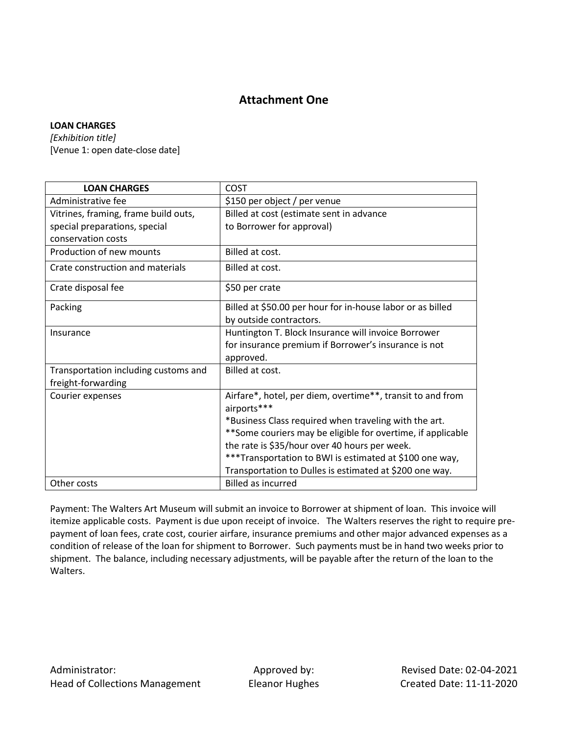## Attachment One

**LOAN CHARGES**
*[Exhibition title]*
[Venue 1: open date-close date]

| **LOAN CHARGES** | COST |
|---|---|
| Administrative fee | $150 per object / per venue |
| Vitrines, framing, frame build outs, special preparations, special conservation costs | Billed at cost (estimate sent in advance to Borrower for approval) |
| Production of new mounts | Billed at cost. |
| Crate construction and materials | Billed at cost. |
| Crate disposal fee | $50 per crate |
| Packing | Billed at $50.00 per hour for in-house labor or as billed by outside contractors. |
| Insurance | Huntington T. Block Insurance will invoice Borrower for insurance premium if Borrower's insurance is not approved. |
| Transportation including customs and freight-forwarding | Billed at cost. |
| Courier expenses | Airfare*, hotel, per diem, overtime**, transit to and from airports***<br>*Business Class required when traveling with the art.<br>**Some couriers may be eligible for overtime, if applicable the rate is $35/hour over 40 hours per week.<br>***Transportation to BWI is estimated at $100 one way, Transportation to Dulles is estimated at $200 one way. |
| Other costs | Billed as incurred |

Payment: The Walters Art Museum will submit an invoice to Borrower at shipment of loan. This invoice will itemize applicable costs. Payment is due upon receipt of invoice. The Walters reserves the right to require pre-payment of loan fees, crate cost, courier airfare, insurance premiums and other major advanced expenses as a condition of release of the loan for shipment to Borrower. Such payments must be in hand two weeks prior to shipment. The balance, including necessary adjustments, will be payable after the return of the loan to the Walters.

Administrator: Head of Collections Management | Approved by: Eleanor Hughes | Revised Date: 02-04-2021 | Created Date: 11-11-2020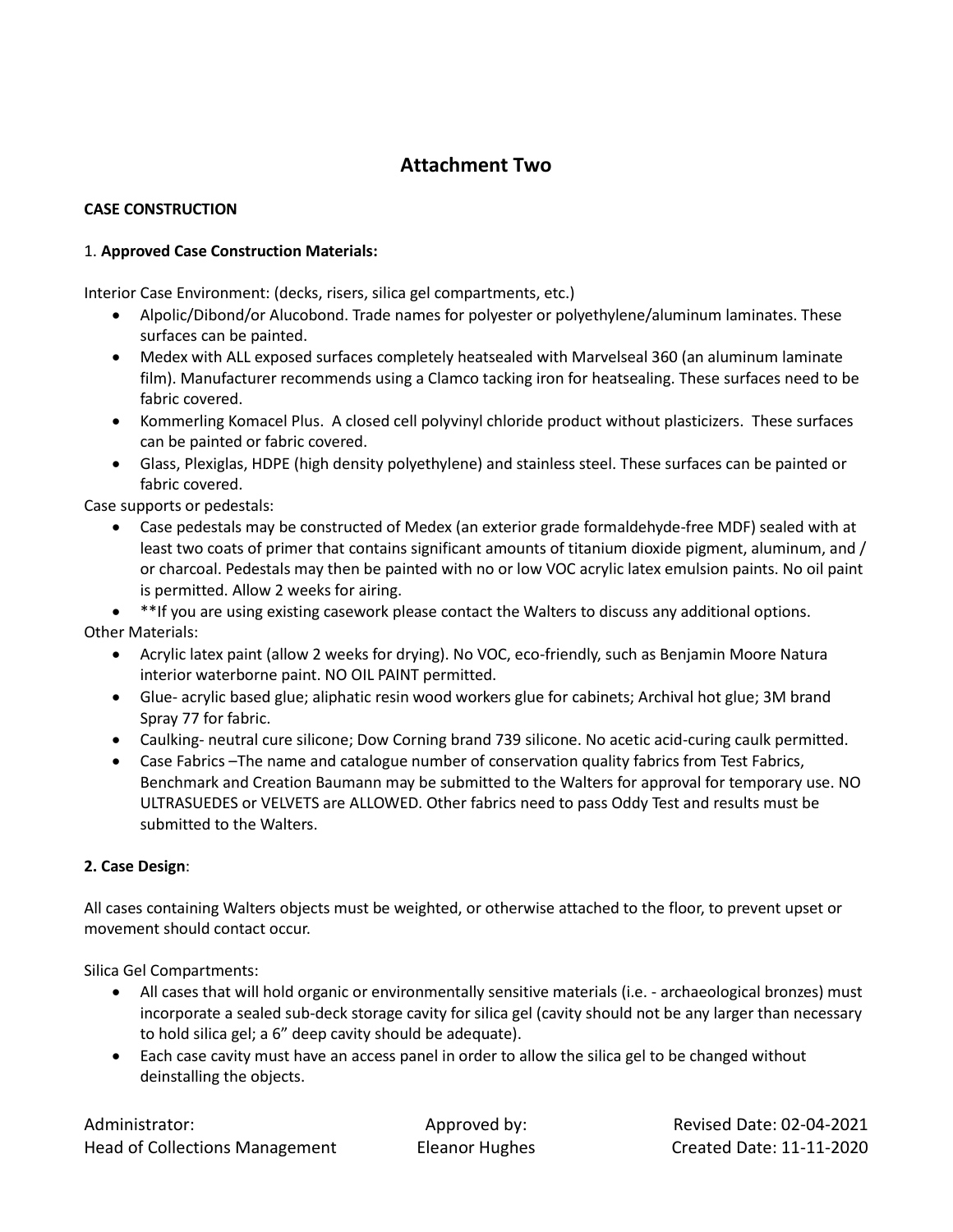## Attachment Two

**CASE CONSTRUCTION**

1. **Approved Case Construction Materials:**

Interior Case Environment: (decks, risers, silica gel compartments, etc.)

- Alpolic/Dibond/or Alucobond. Trade names for polyester or polyethylene/aluminum laminates. These surfaces can be painted.
- Medex with ALL exposed surfaces completely heatsealed with Marvelseal 360 (an aluminum laminate film). Manufacturer recommends using a Clamco tacking iron for heatsealing. These surfaces need to be fabric covered.
- Kommerling Komacel Plus. A closed cell polyvinyl chloride product without plasticizers. These surfaces can be painted or fabric covered.
- Glass, Plexiglas, HDPE (high density polyethylene) and stainless steel. These surfaces can be painted or fabric covered.

Case supports or pedestals:

- Case pedestals may be constructed of Medex (an exterior grade formaldehyde-free MDF) sealed with at least two coats of primer that contains significant amounts of titanium dioxide pigment, aluminum, and / or charcoal. Pedestals may then be painted with no or low VOC acrylic latex emulsion paints. No oil paint is permitted. Allow 2 weeks for airing.
- **If you are using existing casework please contact the Walters to discuss any additional options.

Other Materials:

- Acrylic latex paint (allow 2 weeks for drying). No VOC, eco-friendly, such as Benjamin Moore Natura interior waterborne paint. NO OIL PAINT permitted.
- Glue- acrylic based glue; aliphatic resin wood workers glue for cabinets; Archival hot glue; 3M brand Spray 77 for fabric.
- Caulking- neutral cure silicone; Dow Corning brand 739 silicone. No acetic acid-curing caulk permitted.
- Case Fabrics –The name and catalogue number of conservation quality fabrics from Test Fabrics, Benchmark and Creation Baumann may be submitted to the Walters for approval for temporary use. NO ULTRASUEDES or VELVETS are ALLOWED. Other fabrics need to pass Oddy Test and results must be submitted to the Walters.

**2. Case Design**:

All cases containing Walters objects must be weighted, or otherwise attached to the floor, to prevent upset or movement should contact occur.

Silica Gel Compartments:

- All cases that will hold organic or environmentally sensitive materials (i.e. - archaeological bronzes) must incorporate a sealed sub-deck storage cavity for silica gel (cavity should not be any larger than necessary to hold silica gel; a 6" deep cavity should be adequate).
- Each case cavity must have an access panel in order to allow the silica gel to be changed without deinstalling the objects.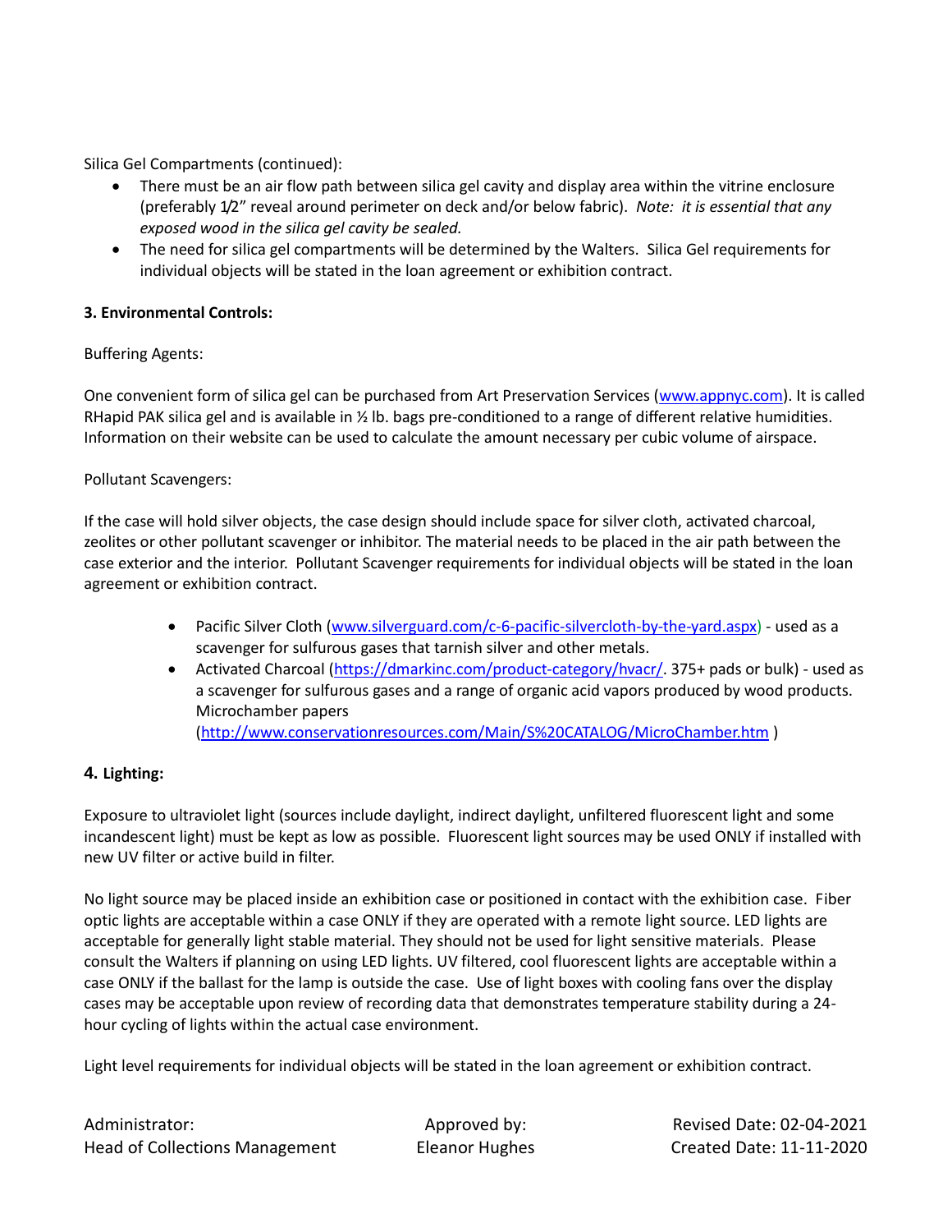Silica Gel Compartments (continued):

- There must be an air flow path between silica gel cavity and display area within the vitrine enclosure (preferably 1⁄2" reveal around perimeter on deck and/or below fabric). *Note: it is essential that any exposed wood in the silica gel cavity be sealed.*
- The need for silica gel compartments will be determined by the Walters. Silica Gel requirements for individual objects will be stated in the loan agreement or exhibition contract.

**3. Environmental Controls:**

Buffering Agents:

One convenient form of silica gel can be purchased from Art Preservation Services (www.appnyc.com). It is called RHapid PAK silica gel and is available in ½ lb. bags pre-conditioned to a range of different relative humidities. Information on their website can be used to calculate the amount necessary per cubic volume of airspace.

Pollutant Scavengers:

If the case will hold silver objects, the case design should include space for silver cloth, activated charcoal, zeolites or other pollutant scavenger or inhibitor. The material needs to be placed in the air path between the case exterior and the interior. Pollutant Scavenger requirements for individual objects will be stated in the loan agreement or exhibition contract.

- Pacific Silver Cloth (www.silverguard.com/c-6-pacific-silvercloth-by-the-yard.aspx) - used as a scavenger for sulfurous gases that tarnish silver and other metals.
- Activated Charcoal (https://dmarkinc.com/product-category/hvacr/. 375+ pads or bulk) - used as a scavenger for sulfurous gases and a range of organic acid vapors produced by wood products. Microchamber papers (http://www.conservationresources.com/Main/S%20CATALOG/MicroChamber.htm )

**4. Lighting:**

Exposure to ultraviolet light (sources include daylight, indirect daylight, unfiltered fluorescent light and some incandescent light) must be kept as low as possible. Fluorescent light sources may be used ONLY if installed with new UV filter or active build in filter.

No light source may be placed inside an exhibition case or positioned in contact with the exhibition case. Fiber optic lights are acceptable within a case ONLY if they are operated with a remote light source. LED lights are acceptable for generally light stable material. They should not be used for light sensitive materials. Please consult the Walters if planning on using LED lights. UV filtered, cool fluorescent lights are acceptable within a case ONLY if the ballast for the lamp is outside the case. Use of light boxes with cooling fans over the display cases may be acceptable upon review of recording data that demonstrates temperature stability during a 24-hour cycling of lights within the actual case environment.

Light level requirements for individual objects will be stated in the loan agreement or exhibition contract.

Administrator: Head of Collections Management | Approved by: Eleanor Hughes | Revised Date: 02-04-2021 | Created Date: 11-11-2020